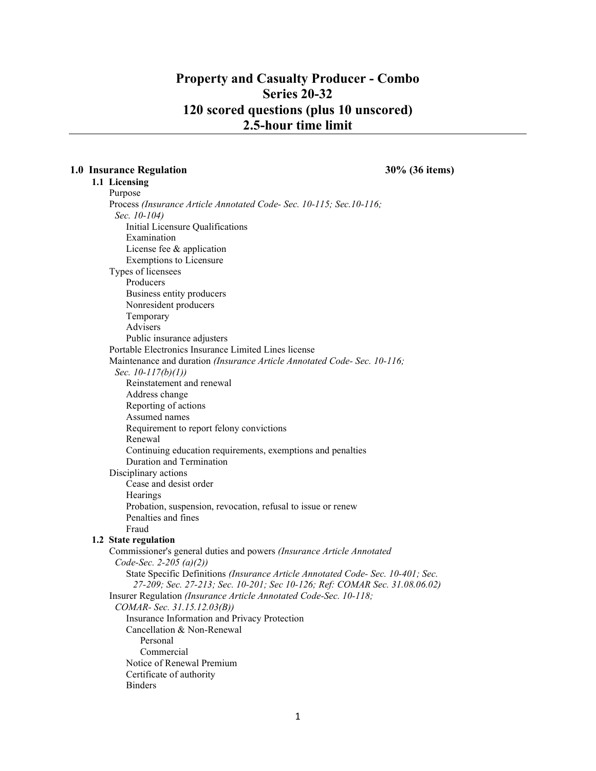# Property and Casualty Producer - Combo
# Series 20-32
# 120 scored questions (plus 10 unscored)
# 2.5-hour time limit

---

**1.0 Insurance Regulation** **30% (36 items)**

- **1.1 Licensing**
  - Purpose
  - Process *(Insurance Article Annotated Code- Sec. 10-115; Sec.10-116; Sec. 10-104)*
    - Initial Licensure Qualifications
    - Examination
    - License fee & application
    - Exemptions to Licensure
  - Types of licensees
    - Producers
    - Business entity producers
    - Nonresident producers
    - Temporary
    - Advisers
    - Public insurance adjusters
  - Portable Electronics Insurance Limited Lines license
  - Maintenance and duration *(Insurance Article Annotated Code- Sec. 10-116; Sec. 10-117(b)(1))*
    - Reinstatement and renewal
    - Address change
    - Reporting of actions
    - Assumed names
    - Requirement to report felony convictions
    - Renewal
    - Continuing education requirements, exemptions and penalties
    - Duration and Termination
  - Disciplinary actions
    - Cease and desist order
    - Hearings
    - Probation, suspension, revocation, refusal to issue or renew
    - Penalties and fines
    - Fraud
- **1.2 State regulation**
  - Commissioner's general duties and powers *(Insurance Article Annotated Code-Sec. 2-205 (a)(2))*
    - State Specific Definitions *(Insurance Article Annotated Code- Sec. 10-401; Sec. 27-209; Sec. 27-213; Sec. 10-201; Sec 10-126; Ref: COMAR Sec. 31.08.06.02)*
  - Insurer Regulation *(Insurance Article Annotated Code-Sec. 10-118; COMAR- Sec. 31.15.12.03(B))*
    - Insurance Information and Privacy Protection
    - Cancellation & Non-Renewal
      - Personal
      - Commercial
    - Notice of Renewal Premium
    - Certificate of authority
    - Binders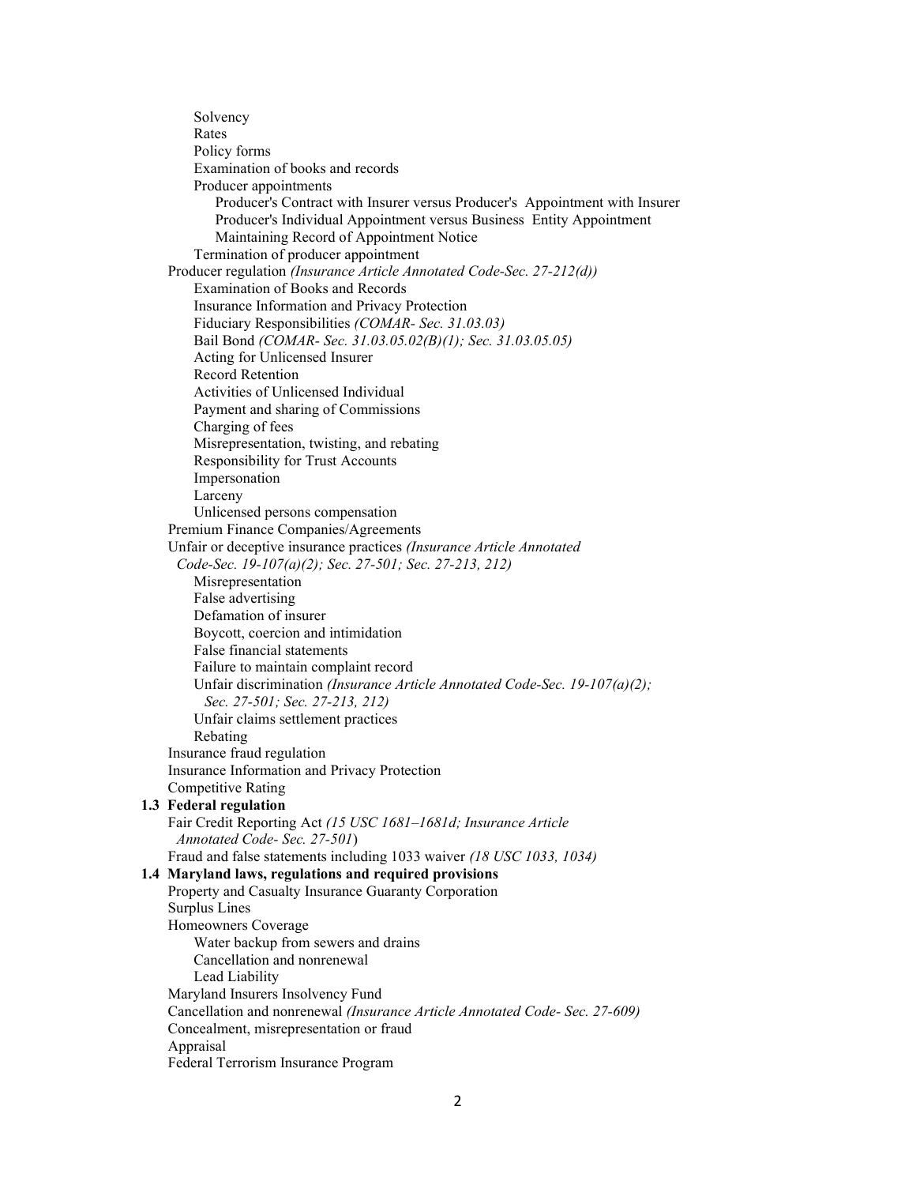- Solvency
- Rates
- Policy forms
- Examination of books and records
- Producer appointments
  - Producer's Contract with Insurer versus Producer's Appointment with Insurer
  - Producer's Individual Appointment versus Business Entity Appointment
  - Maintaining Record of Appointment Notice
- Termination of producer appointment

Producer regulation *(Insurance Article Annotated Code-Sec. 27-212(d))*

- Examination of Books and Records
- Insurance Information and Privacy Protection
- Fiduciary Responsibilities *(COMAR- Sec. 31.03.03)*
- Bail Bond *(COMAR- Sec. 31.03.05.02(B)(1); Sec. 31.03.05.05)*
- Acting for Unlicensed Insurer
- Record Retention
- Activities of Unlicensed Individual
- Payment and sharing of Commissions
- Charging of fees
- Misrepresentation, twisting, and rebating
- Responsibility for Trust Accounts
- Impersonation
- Larceny
- Unlicensed persons compensation

Premium Finance Companies/Agreements

Unfair or deceptive insurance practices *(Insurance Article Annotated Code-Sec. 19-107(a)(2); Sec. 27-501; Sec. 27-213, 212)*

- Misrepresentation
- False advertising
- Defamation of insurer
- Boycott, coercion and intimidation
- False financial statements
- Failure to maintain complaint record
- Unfair discrimination *(Insurance Article Annotated Code-Sec. 19-107(a)(2); Sec. 27-501; Sec. 27-213, 212)*
- Unfair claims settlement practices
- Rebating

Insurance fraud regulation

Insurance Information and Privacy Protection

Competitive Rating

### 1.3 Federal regulation

Fair Credit Reporting Act *(15 USC 1681–1681d; Insurance Article Annotated Code- Sec. 27-501)*

Fraud and false statements including 1033 waiver *(18 USC 1033, 1034)*

### 1.4 Maryland laws, regulations and required provisions

Property and Casualty Insurance Guaranty Corporation

Surplus Lines

Homeowners Coverage

- Water backup from sewers and drains
- Cancellation and nonrenewal
- Lead Liability

Maryland Insurers Insolvency Fund

Cancellation and nonrenewal *(Insurance Article Annotated Code- Sec. 27-609)*

Concealment, misrepresentation or fraud

Appraisal

Federal Terrorism Insurance Program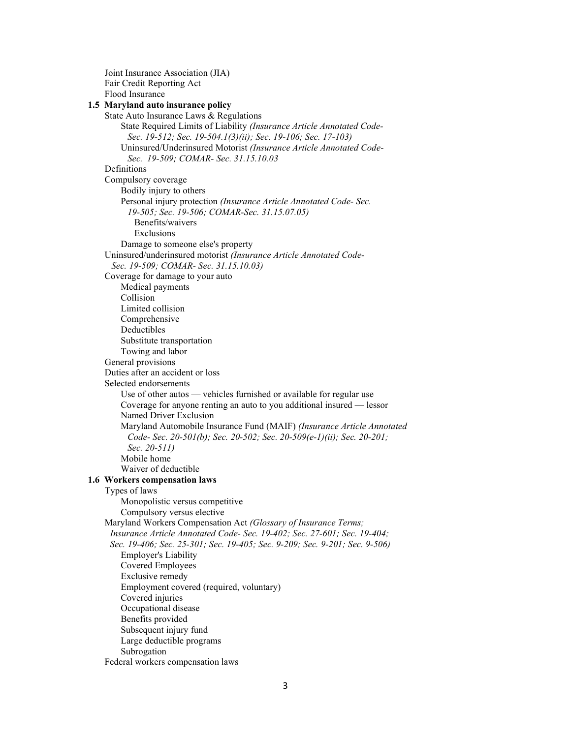- Joint Insurance Association (JIA)
- Fair Credit Reporting Act
- Flood Insurance

**1.5 Maryland auto insurance policy**

- State Auto Insurance Laws & Regulations
  - State Required Limits of Liability *(Insurance Article Annotated Code- Sec. 19-512; Sec. 19-504.1(3)(ii); Sec. 19-106; Sec. 17-103)*
  - Uninsured/Underinsured Motorist *(Insurance Article Annotated Code- Sec. 19-509; COMAR- Sec. 31.15.10.03*
- Definitions
- Compulsory coverage
  - Bodily injury to others
  - Personal injury protection *(Insurance Article Annotated Code- Sec. 19-505; Sec. 19-506; COMAR-Sec. 31.15.07.05)*
    - Benefits/waivers
    - Exclusions
  - Damage to someone else's property
- Uninsured/underinsured motorist *(Insurance Article Annotated Code- Sec. 19-509; COMAR- Sec. 31.15.10.03)*
- Coverage for damage to your auto
  - Medical payments
  - Collision
  - Limited collision
  - Comprehensive
  - Deductibles
  - Substitute transportation
  - Towing and labor
- General provisions
- Duties after an accident or loss
- Selected endorsements
  - Use of other autos — vehicles furnished or available for regular use
  - Coverage for anyone renting an auto to you additional insured — lessor
  - Named Driver Exclusion
  - Maryland Automobile Insurance Fund (MAIF) *(Insurance Article Annotated Code- Sec. 20-501(b); Sec. 20-502; Sec. 20-509(e-1)(ii); Sec. 20-201; Sec. 20-511)*
  - Mobile home
  - Waiver of deductible

**1.6 Workers compensation laws**

- Types of laws
  - Monopolistic versus competitive
  - Compulsory versus elective
- Maryland Workers Compensation Act *(Glossary of Insurance Terms; Insurance Article Annotated Code- Sec. 19-402; Sec. 27-601; Sec. 19-404; Sec. 19-406; Sec. 25-301; Sec. 19-405; Sec. 9-209; Sec. 9-201; Sec. 9-506)*
  - Employer's Liability
  - Covered Employees
  - Exclusive remedy
  - Employment covered (required, voluntary)
  - Covered injuries
  - Occupational disease
  - Benefits provided
  - Subsequent injury fund
  - Large deductible programs
  - Subrogation
- Federal workers compensation laws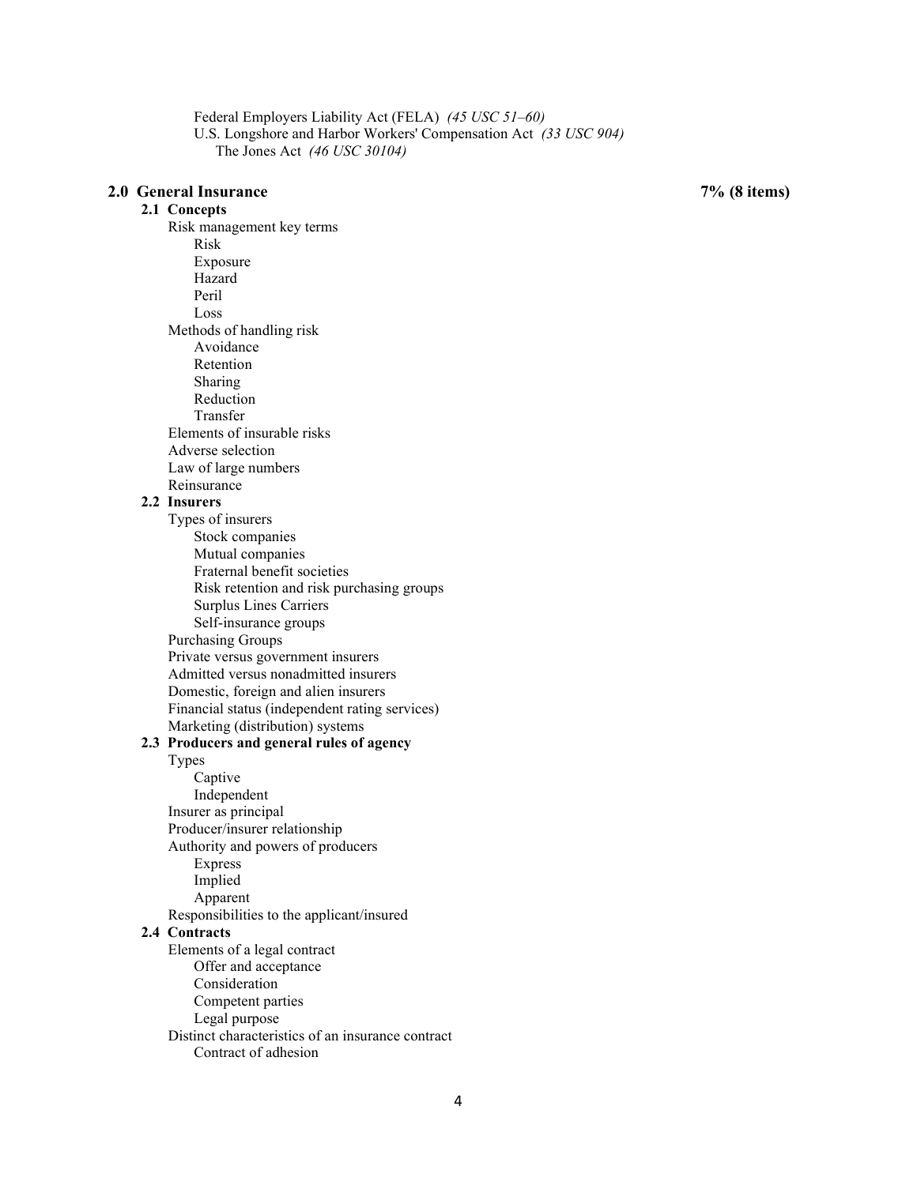- Federal Employers Liability Act (FELA) *(45 USC 51–60)*
- U.S. Longshore and Harbor Workers' Compensation Act *(33 USC 904)*
  - The Jones Act *(46 USC 30104)*

## 2.0 General Insurance — 7% (8 items)

### 2.1 Concepts

- Risk management key terms
  - Risk
  - Exposure
  - Hazard
  - Peril
  - Loss
- Methods of handling risk
  - Avoidance
  - Retention
  - Sharing
  - Reduction
  - Transfer
- Elements of insurable risks
- Adverse selection
- Law of large numbers
- Reinsurance

### 2.2 Insurers

- Types of insurers
  - Stock companies
  - Mutual companies
  - Fraternal benefit societies
  - Risk retention and risk purchasing groups
  - Surplus Lines Carriers
  - Self-insurance groups
- Purchasing Groups
- Private versus government insurers
- Admitted versus nonadmitted insurers
- Domestic, foreign and alien insurers
- Financial status (independent rating services)
- Marketing (distribution) systems

### 2.3 Producers and general rules of agency

- Types
  - Captive
  - Independent
- Insurer as principal
- Producer/insurer relationship
- Authority and powers of producers
  - Express
  - Implied
  - Apparent
- Responsibilities to the applicant/insured

### 2.4 Contracts

- Elements of a legal contract
  - Offer and acceptance
  - Consideration
  - Competent parties
  - Legal purpose
- Distinct characteristics of an insurance contract
  - Contract of adhesion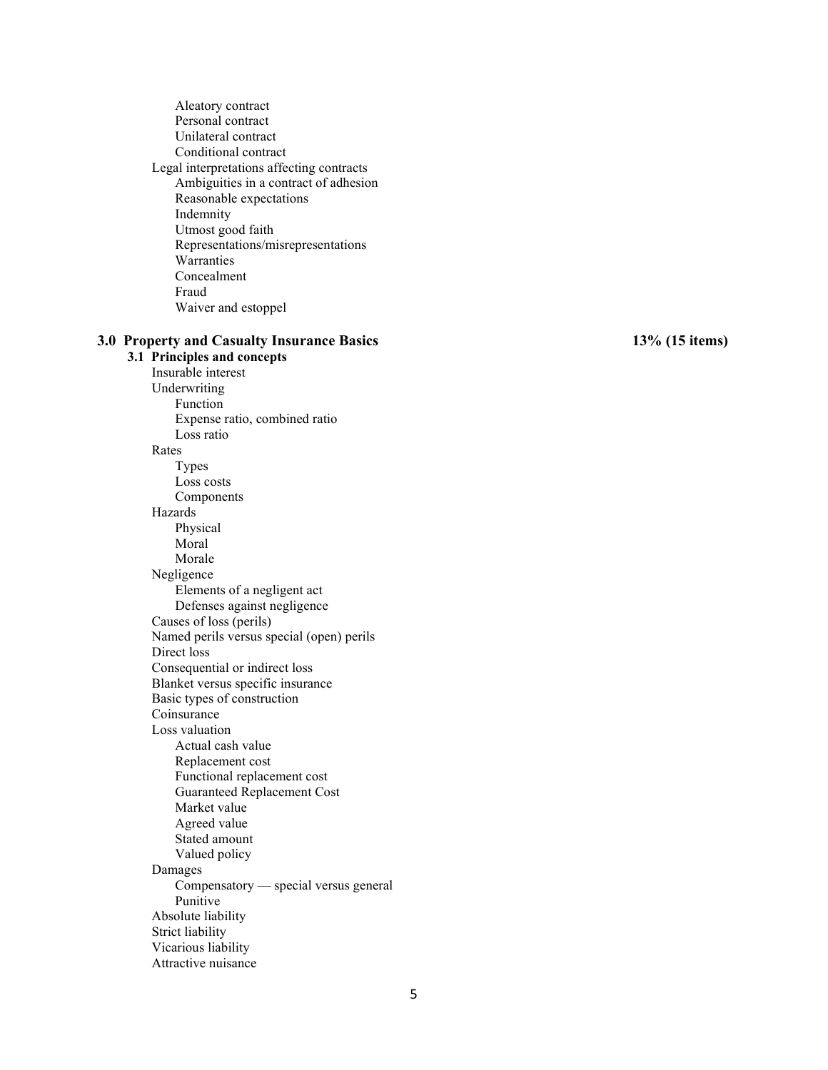- Aleatory contract
- Personal contract
- Unilateral contract
- Conditional contract

Legal interpretations affecting contracts

- Ambiguities in a contract of adhesion
- Reasonable expectations
- Indemnity
- Utmost good faith
- Representations/misrepresentations
- Warranties
- Concealment
- Fraud
- Waiver and estoppel

## 3.0 Property and Casualty Insurance Basics — 13% (15 items)

### 3.1 Principles and concepts

- Insurable interest
- Underwriting
  - Function
  - Expense ratio, combined ratio
  - Loss ratio
- Rates
  - Types
  - Loss costs
  - Components
- Hazards
  - Physical
  - Moral
  - Morale
- Negligence
  - Elements of a negligent act
  - Defenses against negligence
- Causes of loss (perils)
- Named perils versus special (open) perils
- Direct loss
- Consequential or indirect loss
- Blanket versus specific insurance
- Basic types of construction
- Coinsurance
- Loss valuation
  - Actual cash value
  - Replacement cost
  - Functional replacement cost
  - Guaranteed Replacement Cost
  - Market value
  - Agreed value
  - Stated amount
  - Valued policy
- Damages
  - Compensatory — special versus general
  - Punitive
- Absolute liability
- Strict liability
- Vicarious liability
- Attractive nuisance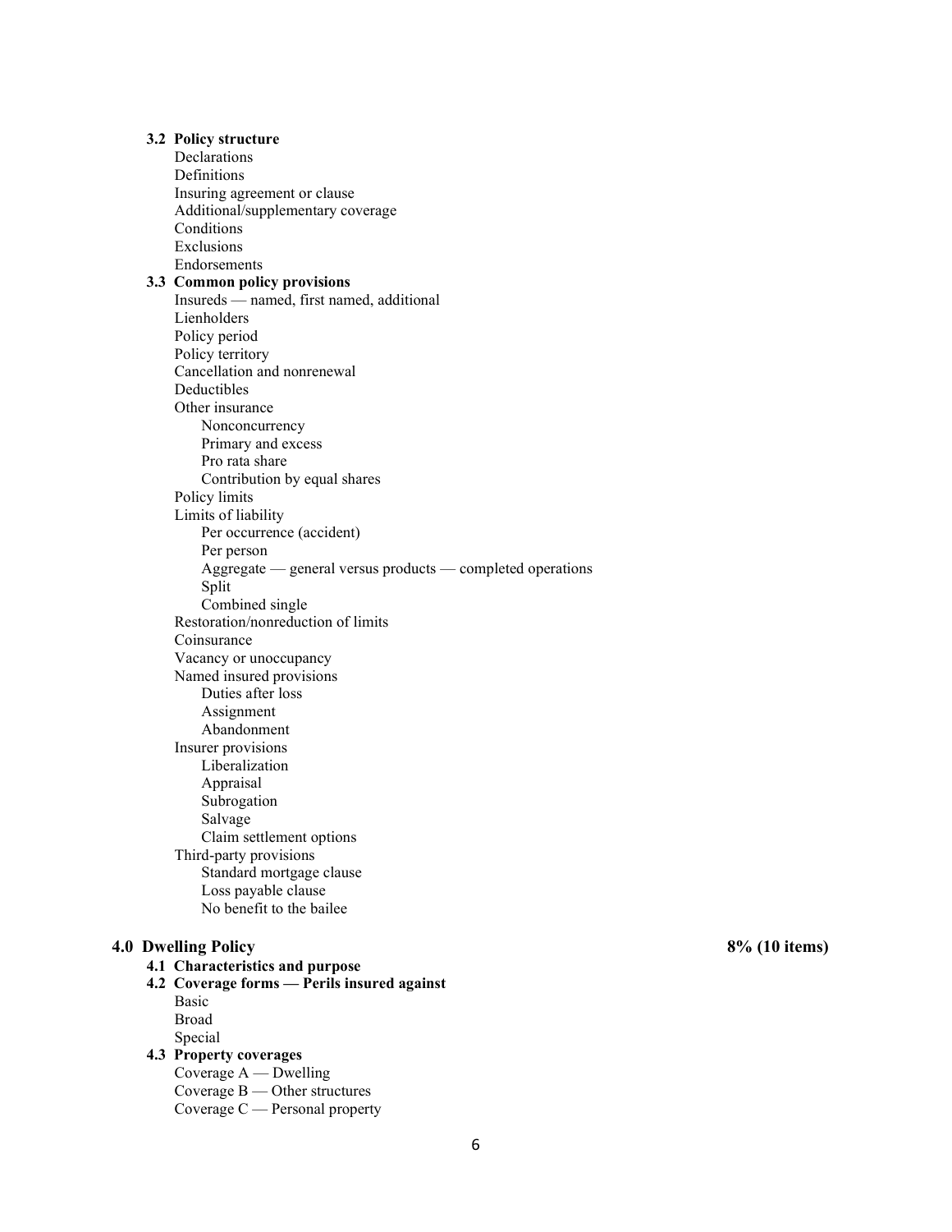### 3.2 Policy structure

- Declarations
- Definitions
- Insuring agreement or clause
- Additional/supplementary coverage
- Conditions
- Exclusions
- Endorsements

### 3.3 Common policy provisions

- Insureds — named, first named, additional
- Lienholders
- Policy period
- Policy territory
- Cancellation and nonrenewal
- Deductibles
- Other insurance
  - Nonconcurrency
  - Primary and excess
  - Pro rata share
  - Contribution by equal shares
- Policy limits
- Limits of liability
  - Per occurrence (accident)
  - Per person
  - Aggregate — general versus products — completed operations
  - Split
  - Combined single
- Restoration/nonreduction of limits
- Coinsurance
- Vacancy or unoccupancy
- Named insured provisions
  - Duties after loss
  - Assignment
  - Abandonment
- Insurer provisions
  - Liberalization
  - Appraisal
  - Subrogation
  - Salvage
  - Claim settlement options
- Third-party provisions
  - Standard mortgage clause
  - Loss payable clause
  - No benefit to the bailee

## 4.0 Dwelling Policy — 8% (10 items)

### 4.1 Characteristics and purpose

### 4.2 Coverage forms — Perils insured against

- Basic
- Broad
- Special

### 4.3 Property coverages

- Coverage A — Dwelling
- Coverage B — Other structures
- Coverage C — Personal property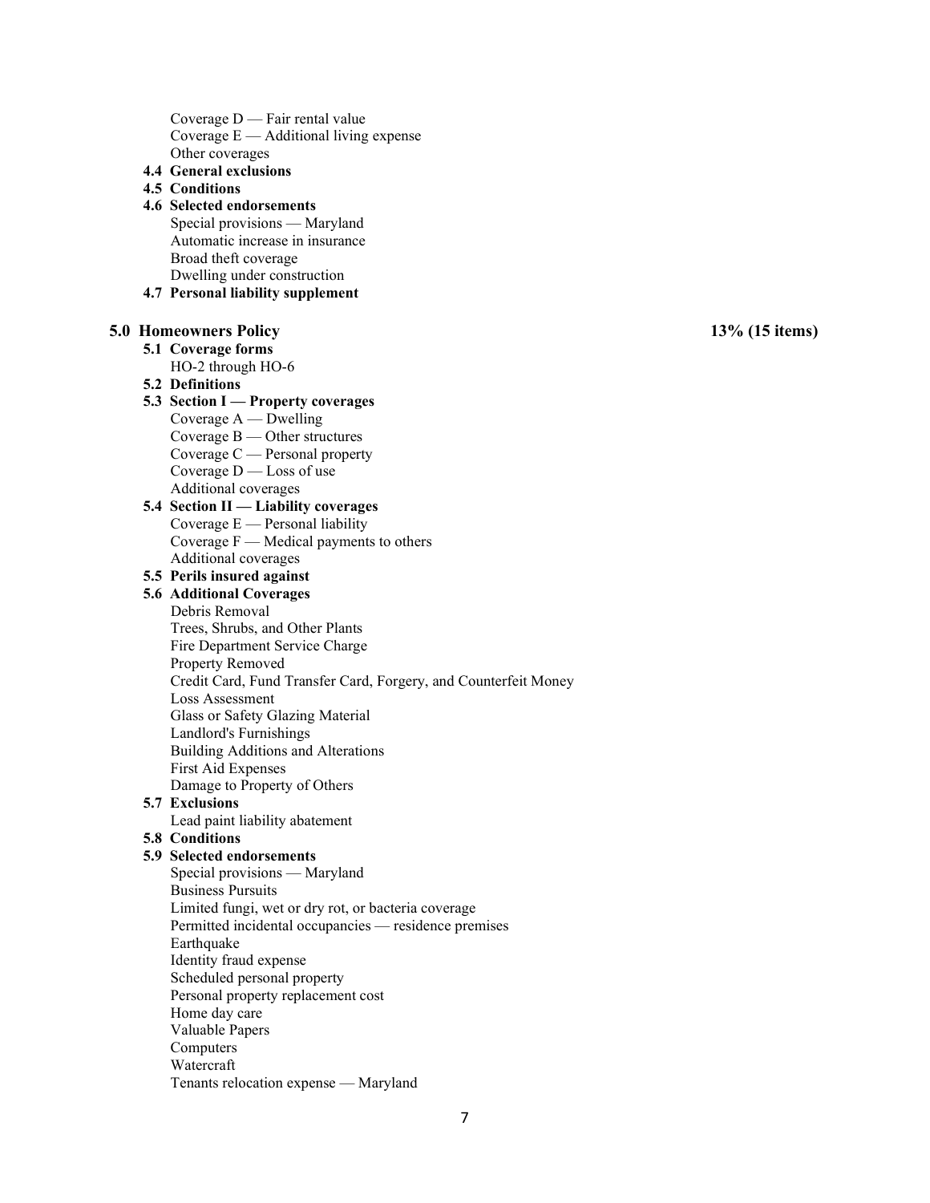- Coverage D — Fair rental value
- Coverage E — Additional living expense
- Other coverages

**4.4 General exclusions**

**4.5 Conditions**

**4.6 Selected endorsements**

- Special provisions — Maryland
- Automatic increase in insurance
- Broad theft coverage
- Dwelling under construction

**4.7 Personal liability supplement**

## 5.0 Homeowners Policy — 13% (15 items)

**5.1 Coverage forms**

- HO-2 through HO-6

**5.2 Definitions**

**5.3 Section I — Property coverages**

- Coverage A — Dwelling
- Coverage B — Other structures
- Coverage C — Personal property
- Coverage D — Loss of use
- Additional coverages

**5.4 Section II — Liability coverages**

- Coverage E — Personal liability
- Coverage F — Medical payments to others
- Additional coverages

**5.5 Perils insured against**

**5.6 Additional Coverages**

- Debris Removal
- Trees, Shrubs, and Other Plants
- Fire Department Service Charge
- Property Removed
- Credit Card, Fund Transfer Card, Forgery, and Counterfeit Money
- Loss Assessment
- Glass or Safety Glazing Material
- Landlord's Furnishings
- Building Additions and Alterations
- First Aid Expenses
- Damage to Property of Others

**5.7 Exclusions**

- Lead paint liability abatement

**5.8 Conditions**

**5.9 Selected endorsements**

- Special provisions — Maryland
- Business Pursuits
- Limited fungi, wet or dry rot, or bacteria coverage
- Permitted incidental occupancies — residence premises
- Earthquake
- Identity fraud expense
- Scheduled personal property
- Personal property replacement cost
- Home day care
- Valuable Papers
- Computers
- Watercraft
- Tenants relocation expense — Maryland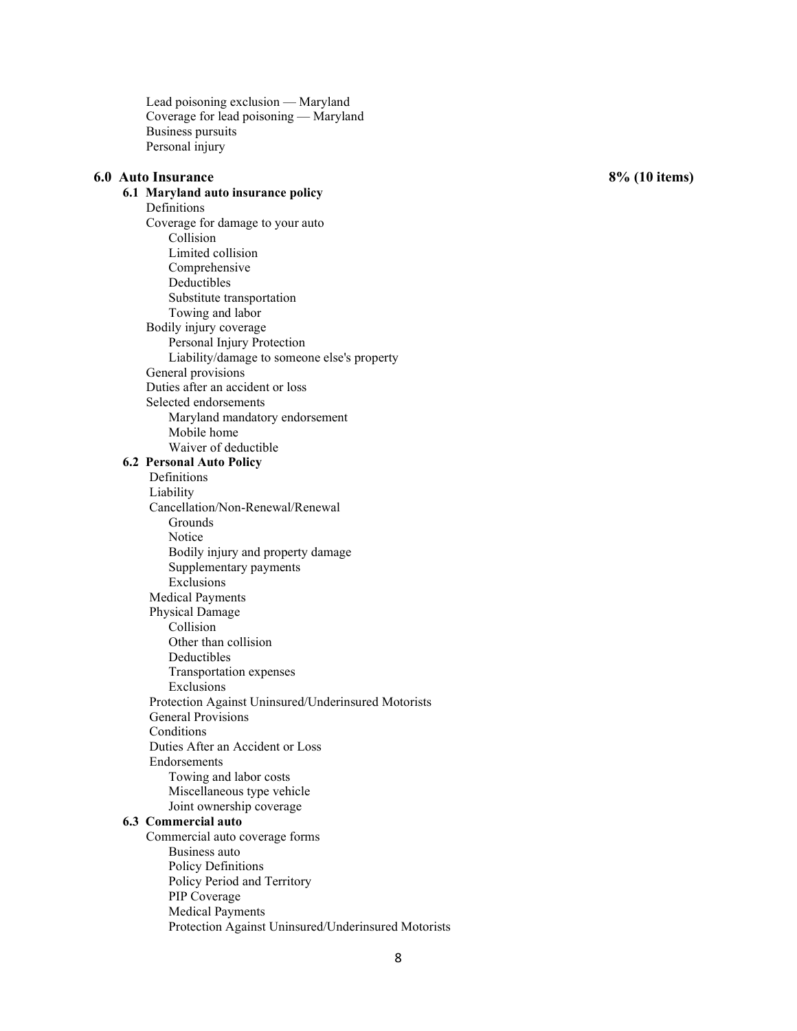- Lead poisoning exclusion — Maryland
- Coverage for lead poisoning — Maryland
- Business pursuits
- Personal injury

## 6.0 Auto Insurance — 8% (10 items)

### 6.1 Maryland auto insurance policy

- Definitions
- Coverage for damage to your auto
  - Collision
  - Limited collision
  - Comprehensive
  - Deductibles
  - Substitute transportation
  - Towing and labor
- Bodily injury coverage
  - Personal Injury Protection
  - Liability/damage to someone else's property
- General provisions
- Duties after an accident or loss
- Selected endorsements
  - Maryland mandatory endorsement
  - Mobile home
  - Waiver of deductible

### 6.2 Personal Auto Policy

- Definitions
- Liability
- Cancellation/Non-Renewal/Renewal
  - Grounds
  - Notice
  - Bodily injury and property damage
  - Supplementary payments
  - Exclusions
- Medical Payments
- Physical Damage
  - Collision
  - Other than collision
  - Deductibles
  - Transportation expenses
  - Exclusions
- Protection Against Uninsured/Underinsured Motorists
- General Provisions
- Conditions
- Duties After an Accident or Loss
- Endorsements
  - Towing and labor costs
  - Miscellaneous type vehicle
  - Joint ownership coverage

### 6.3 Commercial auto

- Commercial auto coverage forms
  - Business auto
  - Policy Definitions
  - Policy Period and Territory
  - PIP Coverage
  - Medical Payments
  - Protection Against Uninsured/Underinsured Motorists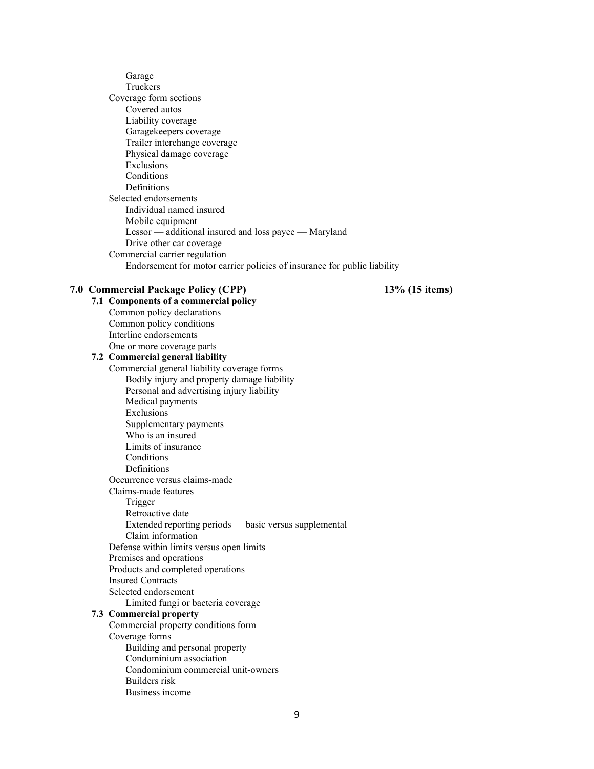- Garage
- Truckers

Coverage form sections

- Covered autos
- Liability coverage
- Garagekeepers coverage
- Trailer interchange coverage
- Physical damage coverage
- Exclusions
- Conditions
- Definitions

Selected endorsements

- Individual named insured
- Mobile equipment
- Lessor — additional insured and loss payee — Maryland
- Drive other car coverage

Commercial carrier regulation

- Endorsement for motor carrier policies of insurance for public liability

## 7.0 Commercial Package Policy (CPP) — 13% (15 items)

### 7.1 Components of a commercial policy

Common policy declarations
Common policy conditions
Interline endorsements
One or more coverage parts

### 7.2 Commercial general liability

Commercial general liability coverage forms

- Bodily injury and property damage liability
- Personal and advertising injury liability
- Medical payments
- Exclusions
- Supplementary payments
- Who is an insured
- Limits of insurance
- Conditions
- Definitions

Occurrence versus claims-made

Claims-made features

- Trigger
- Retroactive date
- Extended reporting periods — basic versus supplemental
- Claim information

Defense within limits versus open limits
Premises and operations
Products and completed operations
Insured Contracts

Selected endorsement

- Limited fungi or bacteria coverage

### 7.3 Commercial property

Commercial property conditions form

Coverage forms

- Building and personal property
- Condominium association
- Condominium commercial unit-owners
- Builders risk
- Business income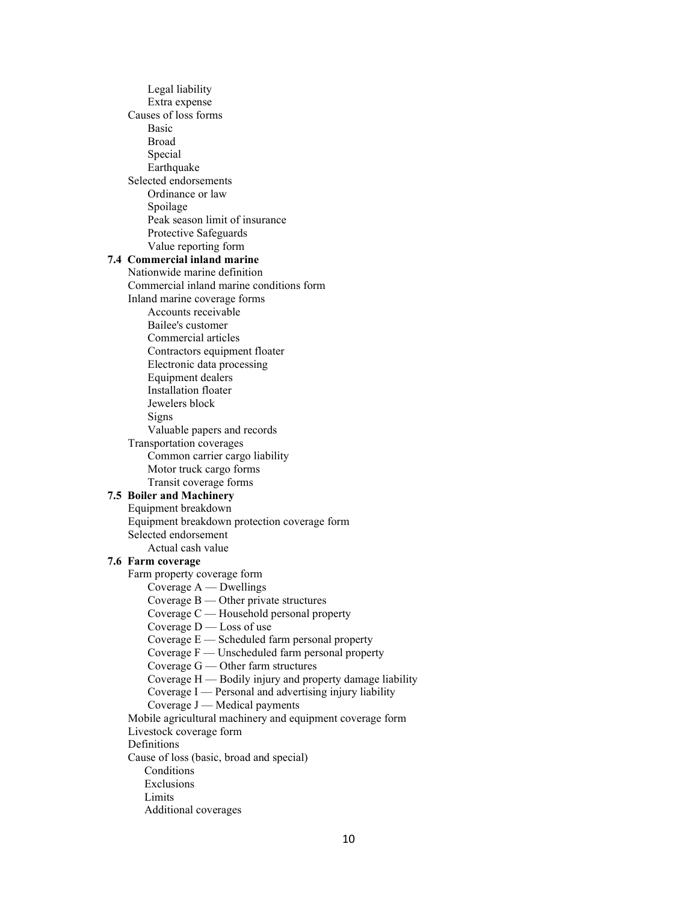- Legal liability
- Extra expense

Causes of loss forms

- Basic
- Broad
- Special
- Earthquake

Selected endorsements

- Ordinance or law
- Spoilage
- Peak season limit of insurance
- Protective Safeguards
- Value reporting form

**7.4 Commercial inland marine**

Nationwide marine definition

Commercial inland marine conditions form

Inland marine coverage forms

- Accounts receivable
- Bailee's customer
- Commercial articles
- Contractors equipment floater
- Electronic data processing
- Equipment dealers
- Installation floater
- Jewelers block
- Signs
- Valuable papers and records

Transportation coverages

- Common carrier cargo liability
- Motor truck cargo forms
- Transit coverage forms

**7.5 Boiler and Machinery**

Equipment breakdown

Equipment breakdown protection coverage form

Selected endorsement

- Actual cash value

**7.6 Farm coverage**

Farm property coverage form

- Coverage A — Dwellings
- Coverage B — Other private structures
- Coverage C — Household personal property
- Coverage D — Loss of use
- Coverage E — Scheduled farm personal property
- Coverage F — Unscheduled farm personal property
- Coverage G — Other farm structures
- Coverage H — Bodily injury and property damage liability
- Coverage I — Personal and advertising injury liability
- Coverage J — Medical payments

Mobile agricultural machinery and equipment coverage form

Livestock coverage form

Definitions

Cause of loss (basic, broad and special)

- Conditions
- Exclusions
- Limits
- Additional coverages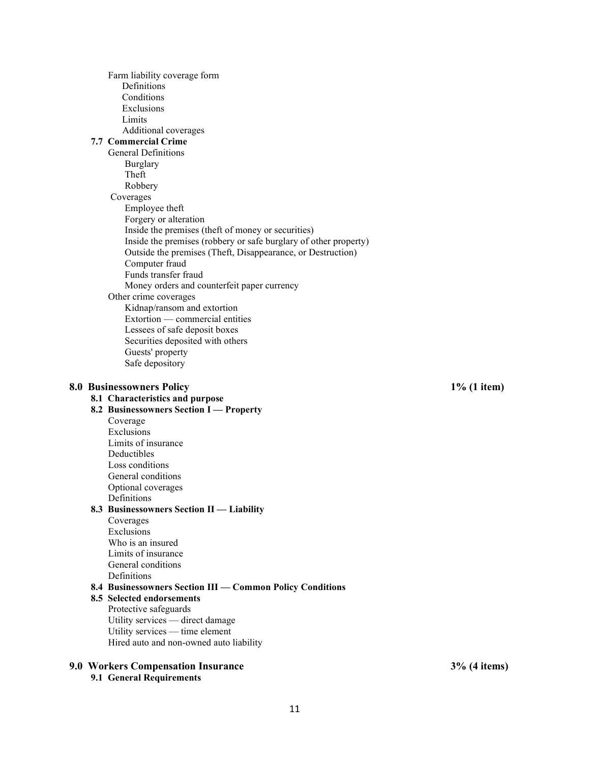- Farm liability coverage form
  - Definitions
  - Conditions
  - Exclusions
  - Limits
  - Additional coverages

### 7.7 Commercial Crime

- General Definitions
  - Burglary
  - Theft
  - Robbery
- Coverages
  - Employee theft
  - Forgery or alteration
  - Inside the premises (theft of money or securities)
  - Inside the premises (robbery or safe burglary of other property)
  - Outside the premises (Theft, Disappearance, or Destruction)
  - Computer fraud
  - Funds transfer fraud
  - Money orders and counterfeit paper currency
- Other crime coverages
  - Kidnap/ransom and extortion
  - Extortion — commercial entities
  - Lessees of safe deposit boxes
  - Securities deposited with others
  - Guests' property
  - Safe depository

## 8.0 Businessowners Policy — 1% (1 item)

### 8.1 Characteristics and purpose

### 8.2 Businessowners Section I — Property

- Coverage
- Exclusions
- Limits of insurance
- Deductibles
- Loss conditions
- General conditions
- Optional coverages
- Definitions

### 8.3 Businessowners Section II — Liability

- Coverages
- Exclusions
- Who is an insured
- Limits of insurance
- General conditions
- Definitions

### 8.4 Businessowners Section III — Common Policy Conditions

### 8.5 Selected endorsements

- Protective safeguards
- Utility services — direct damage
- Utility services — time element
- Hired auto and non-owned auto liability

## 9.0 Workers Compensation Insurance — 3% (4 items)

### 9.1 General Requirements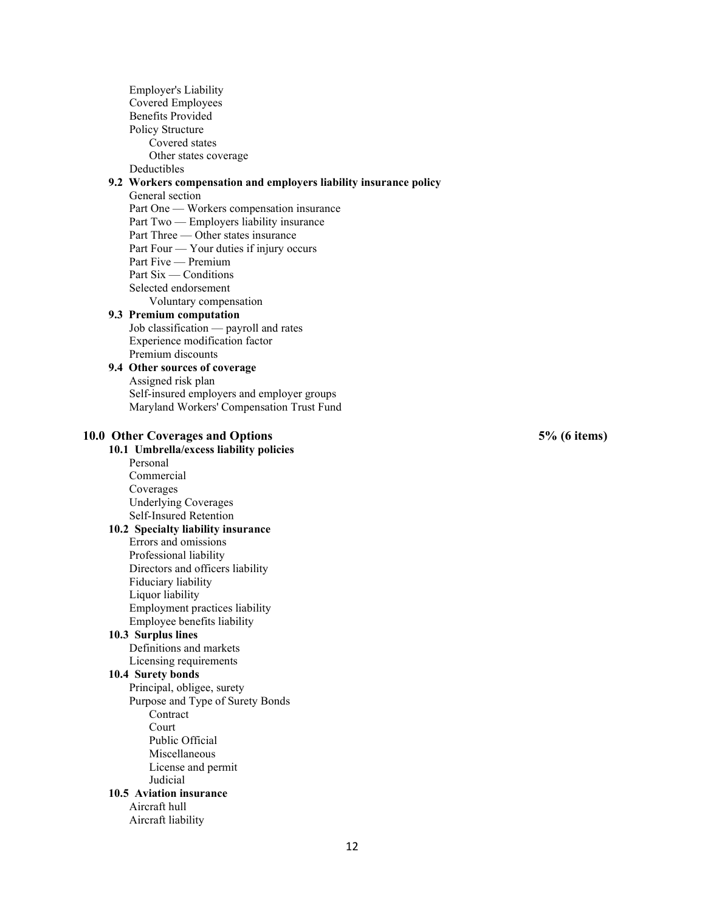- Employer's Liability
- Covered Employees
- Benefits Provided
- Policy Structure
  - Covered states
  - Other states coverage
- Deductibles

**9.2 Workers compensation and employers liability insurance policy**

- General section
- Part One — Workers compensation insurance
- Part Two — Employers liability insurance
- Part Three — Other states insurance
- Part Four — Your duties if injury occurs
- Part Five — Premium
- Part Six — Conditions
- Selected endorsement
  - Voluntary compensation

**9.3 Premium computation**

- Job classification — payroll and rates
- Experience modification factor
- Premium discounts

**9.4 Other sources of coverage**

- Assigned risk plan
- Self-insured employers and employer groups
- Maryland Workers' Compensation Trust Fund

## 10.0 Other Coverages and Options — 5% (6 items)

**10.1 Umbrella/excess liability policies**

- Personal
- Commercial
- Coverages
- Underlying Coverages
- Self-Insured Retention

**10.2 Specialty liability insurance**

- Errors and omissions
- Professional liability
- Directors and officers liability
- Fiduciary liability
- Liquor liability
- Employment practices liability
- Employee benefits liability

**10.3 Surplus lines**

- Definitions and markets
- Licensing requirements

**10.4 Surety bonds**

- Principal, obligee, surety
- Purpose and Type of Surety Bonds
  - Contract
  - Court
  - Public Official
  - Miscellaneous
  - License and permit
  - Judicial

**10.5 Aviation insurance**

- Aircraft hull
- Aircraft liability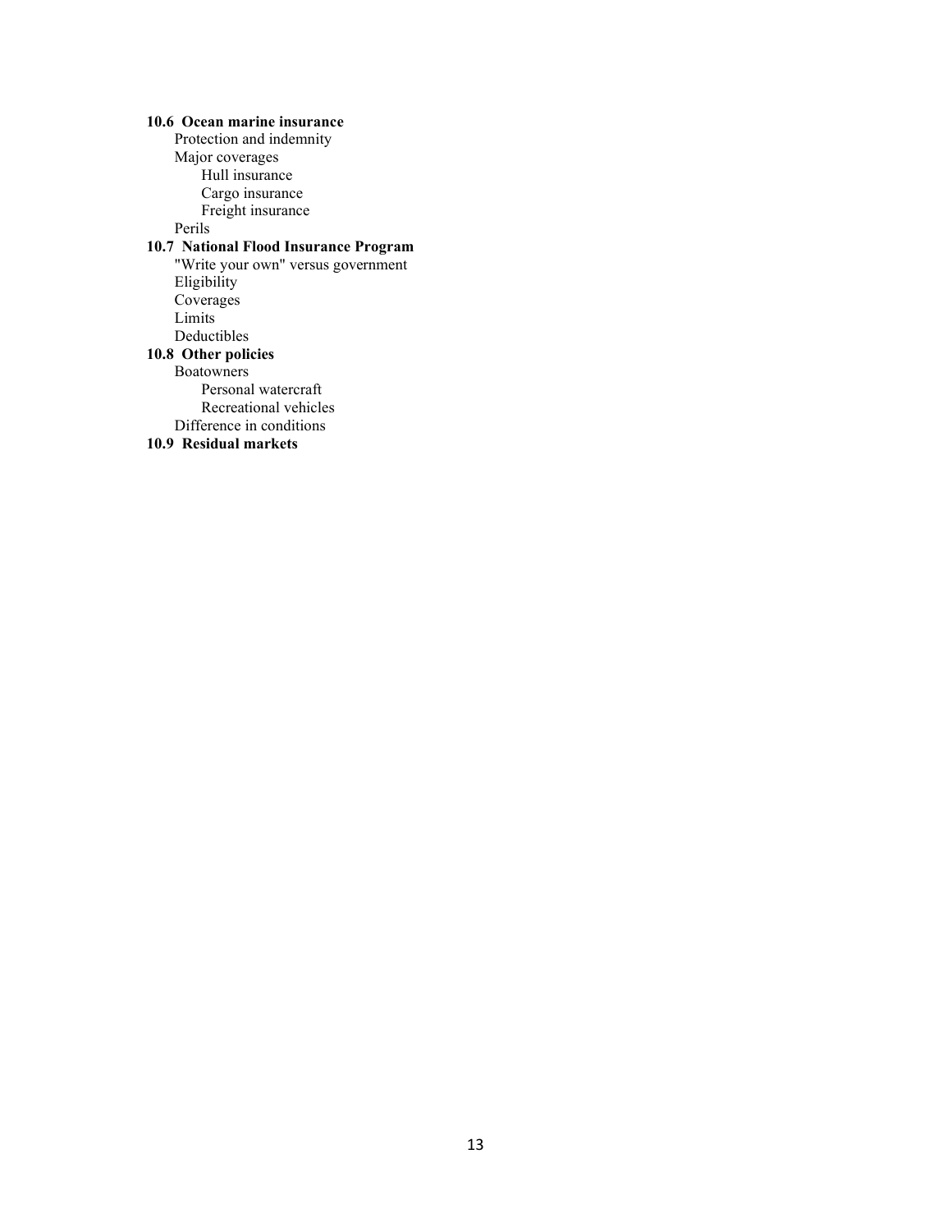**10.6 Ocean marine insurance**

- Protection and indemnity
- Major coverages
  - Hull insurance
  - Cargo insurance
  - Freight insurance
- Perils

**10.7 National Flood Insurance Program**

- "Write your own" versus government
- Eligibility
- Coverages
- Limits
- Deductibles

**10.8 Other policies**

- Boatowners
  - Personal watercraft
  - Recreational vehicles
- Difference in conditions

**10.9 Residual markets**